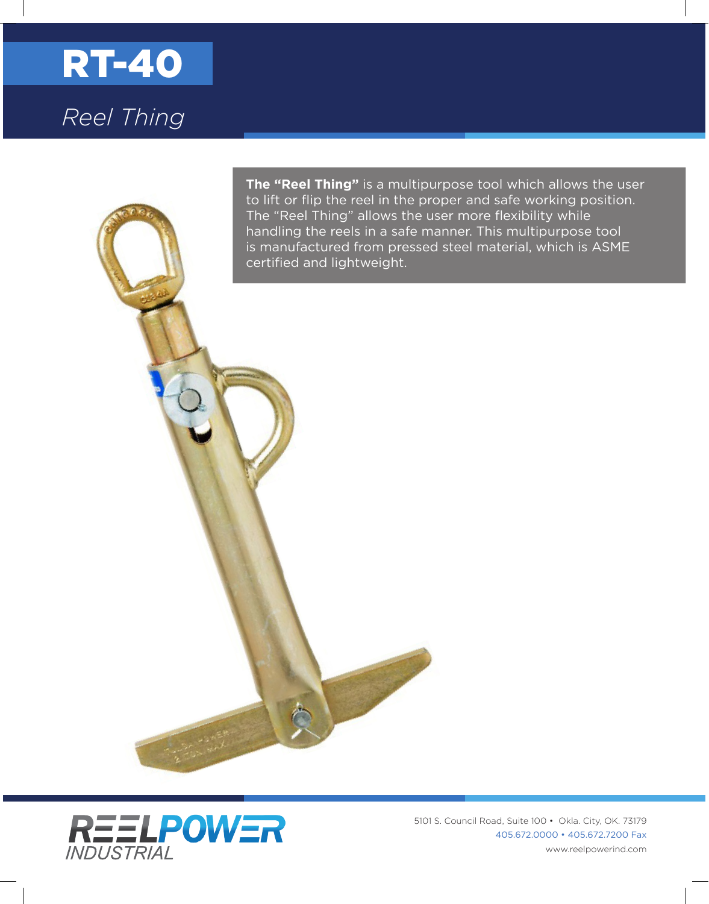# RT-40

## *Reel Thing*

**The "Reel Thing"** is a multipurpose tool which allows the user to lift or flip the reel in the proper and safe working position. The "Reel Thing" allows the user more flexibility while handling the reels in a safe manner. This multipurpose tool is manufactured from pressed steel material, which is ASME certified and lightweight.

REELPOWER INDUSTRIAL

5101 S. Council Road, Suite 100 • Okla. City, OK. 73179
405.672.0000 • 405.672.7200 Fax
www.reelpowerind.com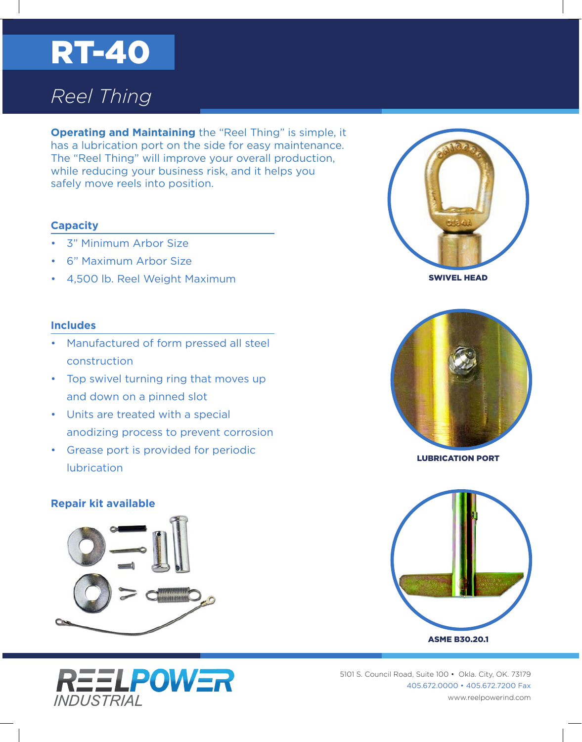# RT-40

*Reel Thing*

**Operating and Maintaining** the "Reel Thing" is simple, it has a lubrication port on the side for easy maintenance. The "Reel Thing" will improve your overall production, while reducing your business risk, and it helps you safely move reels into position.

## Capacity

- 3" Minimum Arbor Size
- 6" Maximum Arbor Size
- 4,500 lb. Reel Weight Maximum

## Includes

- Manufactured of form pressed all steel construction
- Top swivel turning ring that moves up and down on a pinned slot
- Units are treated with a special anodizing process to prevent corrosion
- Grease port is provided for periodic lubrication

**Repair kit available**

SWIVEL HEAD

LUBRICATION PORT

ASME B30.20.1

REELPOWER INDUSTRIAL

5101 S. Council Road, Suite 100 • Okla. City, OK. 73179
405.672.0000 • 405.672.7200 Fax
www.reelpowerind.com